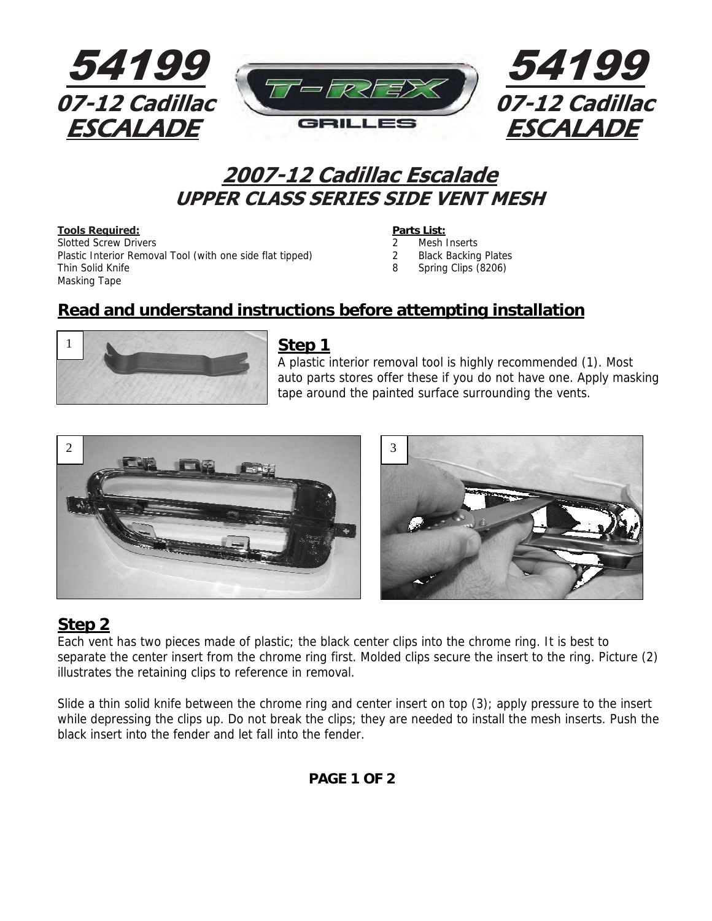**54199**
**07-12 Cadillac**
**ESCALADE**

**54199**
**07-12 Cadillac**
**ESCALADE**

# 2007-12 Cadillac Escalade
## UPPER CLASS SERIES SIDE VENT MESH

**Tools Required:**
Slotted Screw Drivers
Plastic Interior Removal Tool (with one side flat tipped)
Thin Solid Knife
Masking Tape

**Parts List:**
2 Mesh Inserts
2 Black Backing Plates
8 Spring Clips (8206)

## Read and understand instructions before attempting installation

### Step 1
A plastic interior removal tool is highly recommended (1). Most auto parts stores offer these if you do not have one. Apply masking tape around the painted surface surrounding the vents.

### Step 2
Each vent has two pieces made of plastic; the black center clips into the chrome ring. It is best to separate the center insert from the chrome ring first. Molded clips secure the insert to the ring. Picture (2) illustrates the retaining clips to reference in removal.

Slide a thin solid knife between the chrome ring and center insert on top (3); apply pressure to the insert while depressing the clips up. Do not break the clips; they are needed to install the mesh inserts. Push the black insert into the fender and let fall into the fender.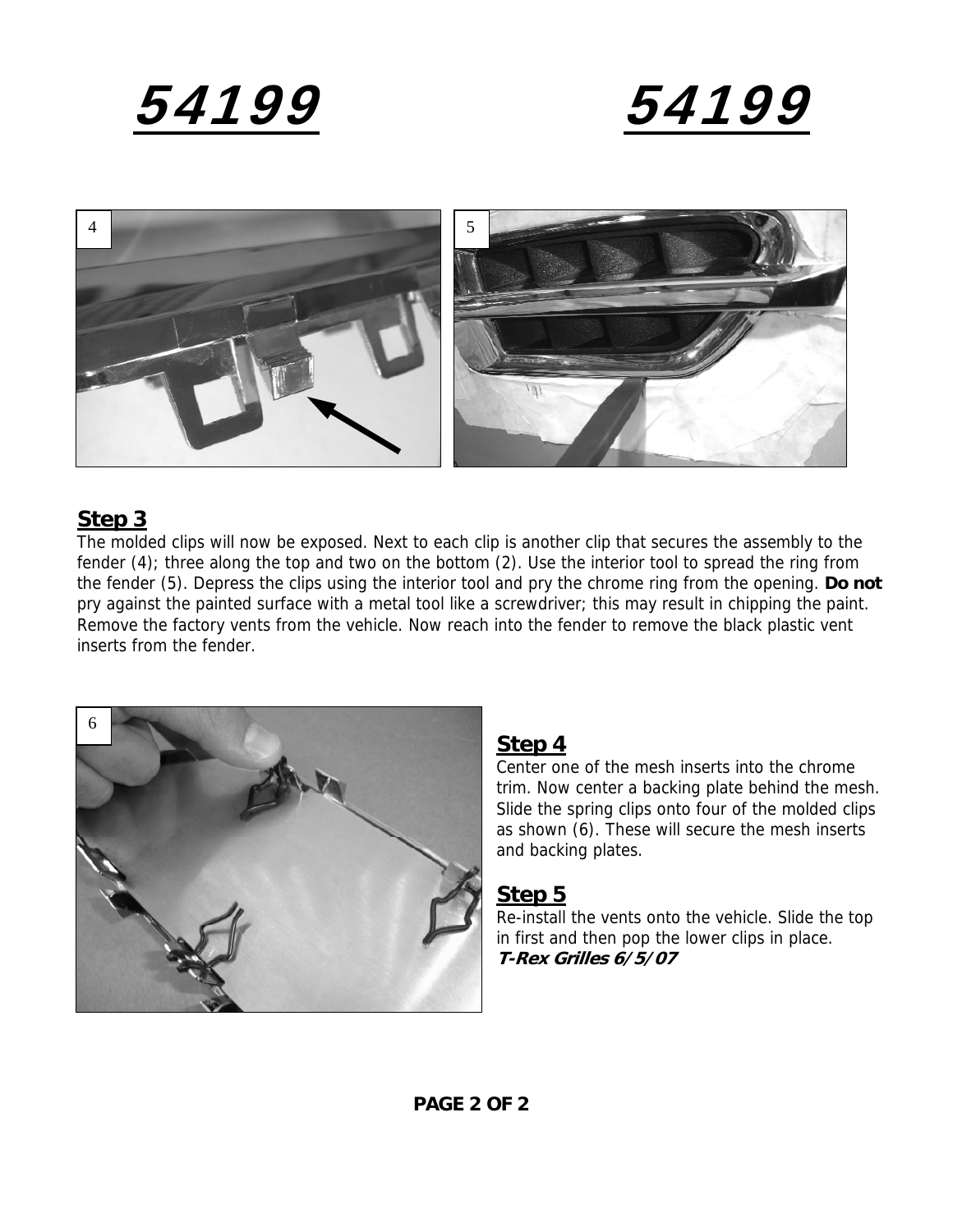# 54199 54199

4

5

## Step 3

The molded clips will now be exposed. Next to each clip is another clip that secures the assembly to the fender (4); three along the top and two on the bottom (2). Use the interior tool to spread the ring from the fender (5). Depress the clips using the interior tool and pry the chrome ring from the opening. **Do not** pry against the painted surface with a metal tool like a screwdriver; this may result in chipping the paint. Remove the factory vents from the vehicle. Now reach into the fender to remove the black plastic vent inserts from the fender.

6

## Step 4

Center one of the mesh inserts into the chrome trim. Now center a backing plate behind the mesh. Slide the spring clips onto four of the molded clips as shown (6). These will secure the mesh inserts and backing plates.

## Step 5

Re-install the vents onto the vehicle. Slide the top in first and then pop the lower clips in place.

***T-Rex Grilles 6/5/07***